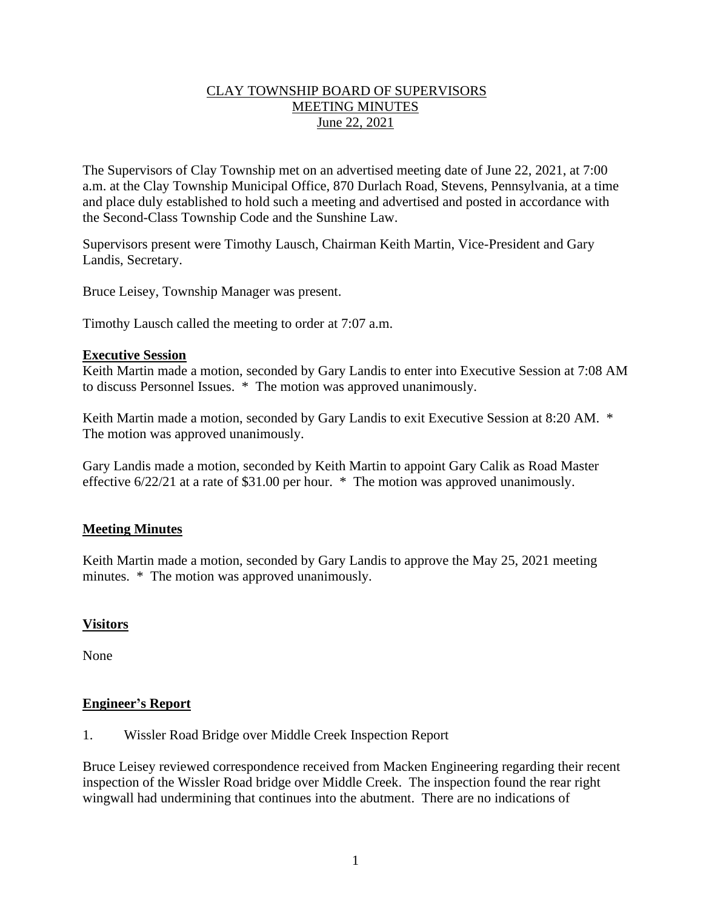CLAY TOWNSHIP BOARD OF SUPERVISORS
MEETING MINUTES
June 22, 2021

The Supervisors of Clay Township met on an advertised meeting date of June 22, 2021, at 7:00 a.m. at the Clay Township Municipal Office, 870 Durlach Road, Stevens, Pennsylvania, at a time and place duly established to hold such a meeting and advertised and posted in accordance with the Second-Class Township Code and the Sunshine Law.

Supervisors present were Timothy Lausch, Chairman Keith Martin, Vice-President and Gary Landis, Secretary.

Bruce Leisey, Township Manager was present.

Timothy Lausch called the meeting to order at 7:07 a.m.

**Executive Session**

Keith Martin made a motion, seconded by Gary Landis to enter into Executive Session at 7:08 AM to discuss Personnel Issues. * The motion was approved unanimously.

Keith Martin made a motion, seconded by Gary Landis to exit Executive Session at 8:20 AM. * The motion was approved unanimously.

Gary Landis made a motion, seconded by Keith Martin to appoint Gary Calik as Road Master effective 6/22/21 at a rate of $31.00 per hour. * The motion was approved unanimously.

**Meeting Minutes**

Keith Martin made a motion, seconded by Gary Landis to approve the May 25, 2021 meeting minutes. * The motion was approved unanimously.

**Visitors**

None

**Engineer's Report**

1. Wissler Road Bridge over Middle Creek Inspection Report

Bruce Leisey reviewed correspondence received from Macken Engineering regarding their recent inspection of the Wissler Road bridge over Middle Creek. The inspection found the rear right wingwall had undermining that continues into the abutment. There are no indications of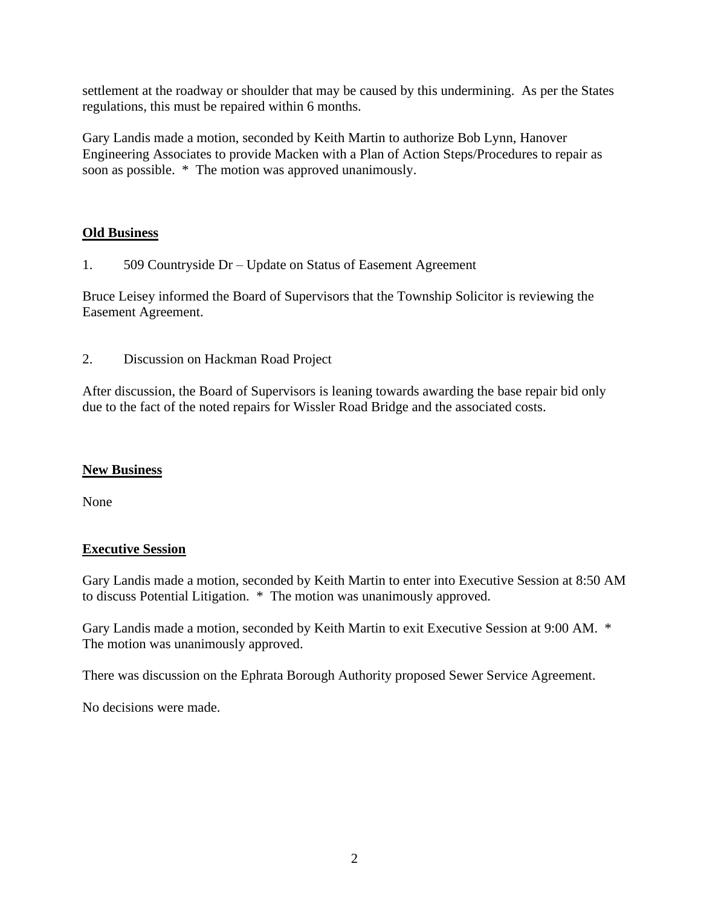settlement at the roadway or shoulder that may be caused by this undermining. As per the States regulations, this must be repaired within 6 months.

Gary Landis made a motion, seconded by Keith Martin to authorize Bob Lynn, Hanover Engineering Associates to provide Macken with a Plan of Action Steps/Procedures to repair as soon as possible. * The motion was approved unanimously.

## Old Business

1. 509 Countryside Dr – Update on Status of Easement Agreement

Bruce Leisey informed the Board of Supervisors that the Township Solicitor is reviewing the Easement Agreement.

2. Discussion on Hackman Road Project

After discussion, the Board of Supervisors is leaning towards awarding the base repair bid only due to the fact of the noted repairs for Wissler Road Bridge and the associated costs.

## New Business

None

## Executive Session

Gary Landis made a motion, seconded by Keith Martin to enter into Executive Session at 8:50 AM to discuss Potential Litigation. * The motion was unanimously approved.

Gary Landis made a motion, seconded by Keith Martin to exit Executive Session at 9:00 AM. * The motion was unanimously approved.

There was discussion on the Ephrata Borough Authority proposed Sewer Service Agreement.

No decisions were made.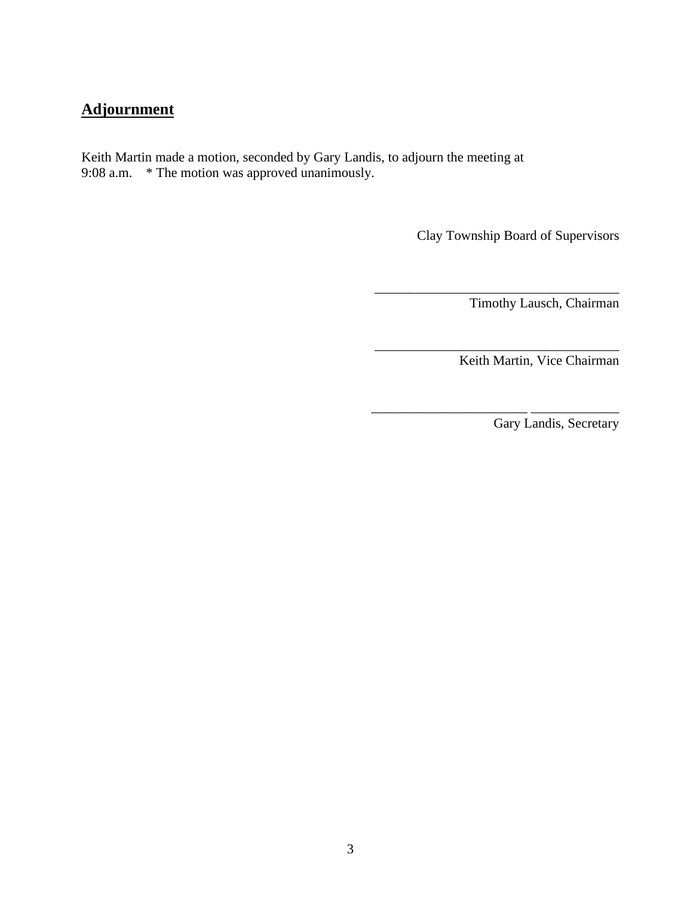## **Adjournment**

Keith Martin made a motion, seconded by Gary Landis, to adjourn the meeting at 9:08 a.m. * The motion was approved unanimously.

Clay Township Board of Supervisors

______________________________
Timothy Lausch, Chairman

______________________________
Keith Martin, Vice Chairman

______________________________
Gary Landis, Secretary